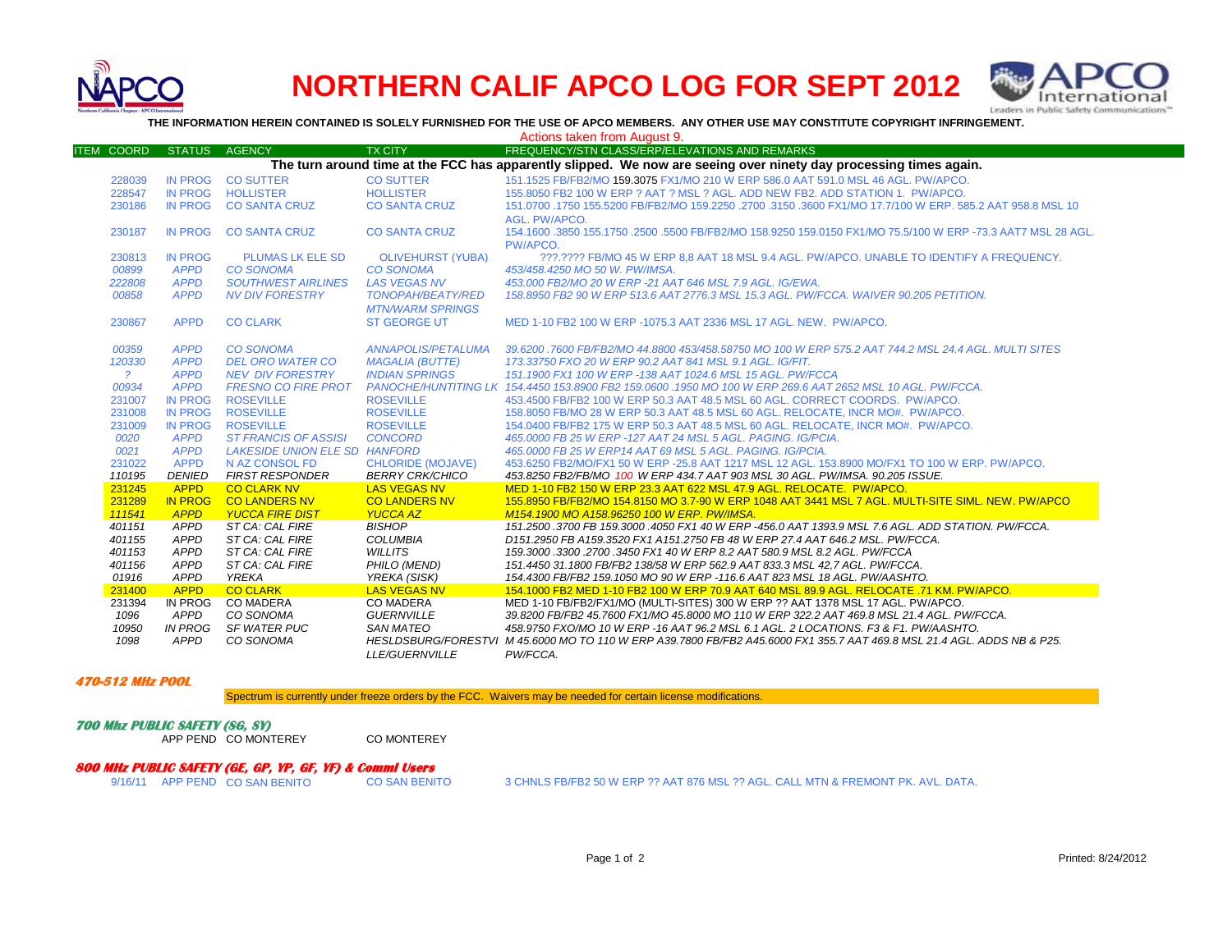# NORTHERN CALIF APCO LOG FOR SEPT 2012

**THE INFORMATION HEREIN CONTAINED IS SOLELY FURNISHED FOR THE USE OF APCO MEMBERS. ANY OTHER USE MAY CONSTITUTE COPYRIGHT INFRINGEMENT.**

Actions taken from August 9.

| ITEM | COORD | STATUS | AGENCY | TX CITY | FREQUENCY/STN CLASS/ERP/ELEVATIONS AND REMARKS |
|---|---|---|---|---|---|
| | | | | | **The turn around time at the FCC has apparently slipped. We now are seeing over ninety day processing times again.** |
| | 228039 | IN PROG | CO SUTTER | CO SUTTER | 151.1525 FB/FB2/MO 159.3075 FX1/MO 210 W ERP 586.0 AAT 591.0 MSL 46 AGL. PW/APCO. |
| | 228547 | IN PROG | HOLLISTER | HOLLISTER | 155.8050 FB2 100 W ERP ? AAT ? MSL ? AGL. ADD NEW FB2. ADD STATION 1. PW/APCO. |
| | 230186 | IN PROG | CO SANTA CRUZ | CO SANTA CRUZ | 151.0700 .1750 155.5200 FB/FB2/MO 159.2250 .2700 .3150 .3600 FX1/MO 17.7/100 W ERP. 585.2 AAT 958.8 MSL 10 AGL. PW/APCO. |
| | 230187 | IN PROG | CO SANTA CRUZ | CO SANTA CRUZ | 154.1600 .3850 155.1750 .2500 .5500 FB/FB2/MO 158.9250 159.0150 FX1/MO 75.5/100 W ERP -73.3 AAT7 MSL 28 AGL. PW/APCO. |
| | 230813 | IN PROG | PLUMAS LK ELE SD | OLIVEHURST (YUBA) | ???.???? FB/MO 45 W ERP 8,8 AAT 18 MSL 9.4 AGL. PW/APCO. UNABLE TO IDENTIFY A FREQUENCY. |
| | *00899* | *APPD* | *CO SONOMA* | *CO SONOMA* | *453/458.4250 MO 50 W. PW/IMSA.* |
| | *222808* | *APPD* | *SOUTHWEST AIRLINES* | *LAS VEGAS NV* | *453.000 FB2/MO 20 W ERP -21 AAT 646 MSL 7.9 AGL. IG/EWA.* |
| | *00858* | *APPD* | *NV DIV FORESTRY* | *TONOPAH/BEATY/RED MTN/WARM SPRINGS* | *158.8950 FB2 90 W ERP 513.6 AAT 2776.3 MSL 15.3 AGL. PW/FCCA. WAIVER 90.205 PETITION.* |
| | 230867 | APPD | CO CLARK | ST GEORGE UT | MED 1-10 FB2 100 W ERP -1075.3 AAT 2336 MSL 17 AGL. NEW. PW/APCO. |
| | *00359* | *APPD* | *CO SONOMA* | *ANNAPOLIS/PETALUMA* | *39.6200 .7600 FB/FB2/MO 44.8800 453/458.58750 MO 100 W ERP 575.2 AAT 744.2 MSL 24.4 AGL. MULTI SITES* |
| | *120330* | *APPD* | *DEL ORO WATER CO* | *MAGALIA (BUTTE)* | *173.33750 FXO 20 W ERP 90.2 AAT 841 MSL 9.1 AGL. IG/FIT.* |
| | *?* | *APPD* | *NEV DIV FORESTRY* | *INDIAN SPRINGS* | *151.1900 FX1 100 W ERP -138 AAT 1024.6 MSL 15 AGL. PW/FCCA* |
| | *00934* | *APPD* | *FRESNO CO FIRE PROT* | *PANOCHE/HUNTITING LK* | *154.4450 153.8900 FB2 159.0600 .1950 MO 100 W ERP 269.6 AAT 2652 MSL 10 AGL. PW/FCCA.* |
| | 231007 | IN PROG | ROSEVILLE | ROSEVILLE | 453.4500 FB/FB2 100 W ERP 50.3 AAT 48.5 MSL 60 AGL. CORRECT COORDS. PW/APCO. |
| | 231008 | IN PROG | ROSEVILLE | ROSEVILLE | 158.8050 FB/MO 28 W ERP 50.3 AAT 48.5 MSL 60 AGL. RELOCATE, INCR MO#. PW/APCO. |
| | 231009 | IN PROG | ROSEVILLE | ROSEVILLE | 154.0400 FB/FB2 175 W ERP 50.3 AAT 48.5 MSL 60 AGL. RELOCATE, INCR MO#. PW/APCO. |
| | *0020* | *APPD* | *ST FRANCIS OF ASSISI* | *CONCORD* | *465.0000 FB 25 W ERP -127 AAT 24 MSL 5 AGL. PAGING. IG/PCIA.* |
| | *0021* | *APPD* | *LAKESIDE UNION ELE SD* | *HANFORD* | *465.0000 FB 25 W ERP14 AAT 69 MSL 5 AGL. PAGING. IG/PCIA.* |
| | 231022 | APPD | N AZ CONSOL FD | CHLORIDE (MOJAVE) | 453.6250 FB2/MO/FX1 50 W ERP -25.8 AAT 1217 MSL 12 AGL. 153.8900 MO/FX1 TO 100 W ERP. PW/APCO. |
| | *110195* | *DENIED* | *FIRST RESPONDER* | *BERRY CRK/CHICO* | *453.8250 FB2/FB/MO 100 W ERP 434.7 AAT 903 MSL 30 AGL. PW/IMSA. 90.205 ISSUE.* |
| | 231245 | APPD | CO CLARK NV | LAS VEGAS NV | MED 1-10 FB2 150 W ERP 23.3 AAT 622 MSL 47.9 AGL. RELOCATE. PW/APCO. |
| | 231289 | IN PROG | CO LANDERS NV | CO LANDERS NV | 155.8950 FB/FB2/MO 154.8150 MO 3.7-90 W ERP 1048 AAT 3441 MSL 7 AGL. MULTI-SITE SIML. NEW. PW/APCO |
| | *111541* | *APPD* | *YUCCA FIRE DIST* | *YUCCA AZ* | *M154.1900 MO A158.96250 100 W ERP. PW/IMSA.* |
| | *401151* | *APPD* | *ST CA: CAL FIRE* | *BISHOP* | *151.2500 .3700 FB 159.3000 .4050 FX1 40 W ERP -456.0 AAT 1393.9 MSL 7.6 AGL. ADD STATION. PW/FCCA.* |
| | *401155* | *APPD* | *ST CA: CAL FIRE* | *COLUMBIA* | *D151.2950 FB A159.3520 FX1 A151.2750 FB 48 W ERP 27.4 AAT 646.2 MSL. PW/FCCA.* |
| | *401153* | *APPD* | *ST CA: CAL FIRE* | *WILLITS* | *159.3000 .3300 .2700 .3450 FX1 40 W ERP 8.2 AAT 580.9 MSL 8.2 AGL. PW/FCCA* |
| | *401156* | *APPD* | *ST CA: CAL FIRE* | *PHILO (MEND)* | *151.4450 31.1800 FB/FB2 138/58 W ERP 562.9 AAT 833.3 MSL 42,7 AGL. PW/FCCA.* |
| | *01916* | *APPD* | *YREKA* | *YREKA (SISK)* | *154.4300 FB/FB2 159.1050 MO 90 W ERP -116.6 AAT 823 MSL 18 AGL. PW/AASHTO.* |
| | 231400 | APPD | CO CLARK | LAS VEGAS NV | 154.1000 FB2 MED 1-10 FB2 100 W ERP 70.9 AAT 640 MSL 89.9 AGL. RELOCATE .71 KM. PW/APCO. |
| | 231394 | IN PROG | CO MADERA | CO MADERA | MED 1-10 FB/FB2/FX1/MO (MULTI-SITES) 300 W ERP ?? AAT 1378 MSL 17 AGL. PW/APCO. |
| | *1096* | *APPD* | *CO SONOMA* | *GUERNVILLE* | *39.8200 FB/FB2 45.7600 FX1/MO 45.8000 MO 110 W ERP 322.2 AAT 469.8 MSL 21.4 AGL. PW/FCCA.* |
| | *10950* | *IN PROG* | *SF WATER PUC* | *SAN MATEO* | *458.9750 FXO/MO 10 W ERP -16 AAT 96.2 MSL 6.1 AGL. 2 LOCATIONS. F3 & F1. PW/AASHTO.* |
| | *1098* | *APPD* | *CO SONOMA* | *HESLDSBURG/FORESTVILLE/GUERNVILLE* | *M 45.6000 MO TO 110 W ERP A39.7800 FB/FB2 A45.6000 FX1 355.7 AAT 469.8 MSL 21.4 AGL. ADDS NB & P25. PW/FCCA.* |

***470-512 MHz POOL***

Spectrum is currently under freeze orders by the FCC. Waivers may be needed for certain license modifications.

***700 Mhz PUBLIC SAFETY (SG, SY)***

APP PEND CO MONTEREY CO MONTEREY

***800 MHz PUBLIC SAFETY (GE, GP, YP, GF, YF) & Comml Users***

9/16/11 APP PEND CO SAN BENITO CO SAN BENITO 3 CHNLS FB/FB2 50 W ERP ?? AAT 876 MSL ?? AGL. CALL MTN & FREMONT PK. AVL. DATA.

Printed: 8/24/2012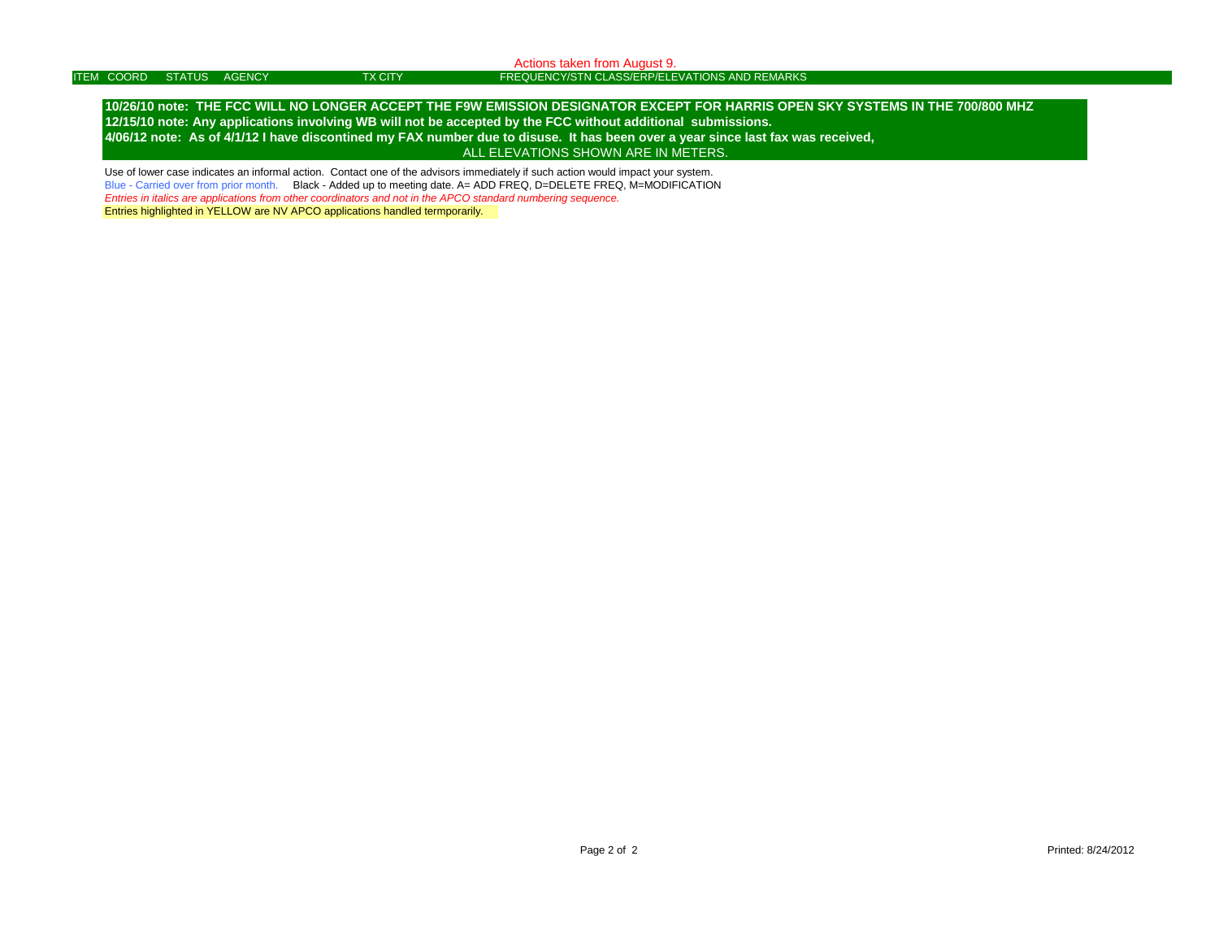Actions taken from August 9.

| ITEM | COORD | STATUS | AGENCY | TX CITY | FREQUENCY/STN CLASS/ERP/ELEVATIONS AND REMARKS |
|---|---|---|---|---|---|

**10/26/10 note: THE FCC WILL NO LONGER ACCEPT THE F9W EMISSION DESIGNATOR EXCEPT FOR HARRIS OPEN SKY SYSTEMS IN THE 700/800 MHZ**
**12/15/10 note: Any applications involving WB will not be accepted by the FCC without additional submissions.**
**4/06/12 note: As of 4/1/12 I have discontinued my FAX number due to disuse. It has been over a year since last fax was received,**

ALL ELEVATIONS SHOWN ARE IN METERS.

Use of lower case indicates an informal action. Contact one of the advisors immediately if such action would impact your system.

Blue - Carried over from prior month. Black - Added up to meeting date. A= ADD FREQ, D=DELETE FREQ, M=MODIFICATION

*Entries in italics are applications from other coordinators and not in the APCO standard numbering sequence.*

Entries highlighted in YELLOW are NV APCO applications handled termporarily.

Printed: 8/24/2012